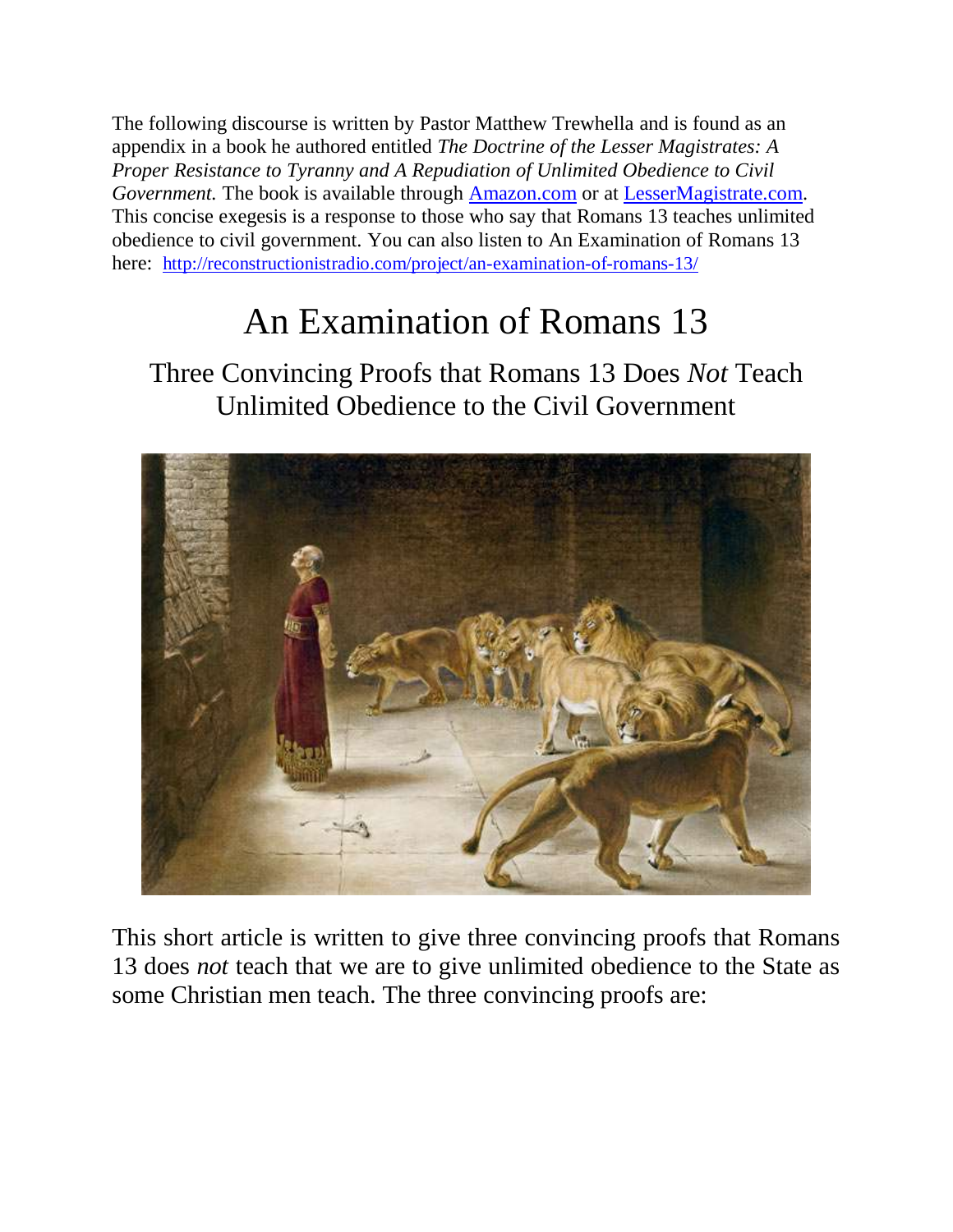The following discourse is written by Pastor Matthew Trewhella and is found as an appendix in a book he authored entitled *The Doctrine of the Lesser Magistrates: A Proper Resistance to Tyranny and A Repudiation of Unlimited Obedience to Civil Government.* The book is available through [Amazon.com]() or at [LesserMagistrate.com](). This concise exegesis is a response to those who say that Romans 13 teaches unlimited obedience to civil government. You can also listen to An Examination of Romans 13 here: [http://reconstructionistradio.com/project/an-examination-of-romans-13/](http://reconstructionistradio.com/project/an-examination-of-romans-13/)

# An Examination of Romans 13

## Three Convincing Proofs that Romans 13 Does *Not* Teach Unlimited Obedience to the Civil Government

This short article is written to give three convincing proofs that Romans 13 does *not* teach that we are to give unlimited obedience to the State as some Christian men teach. The three convincing proofs are: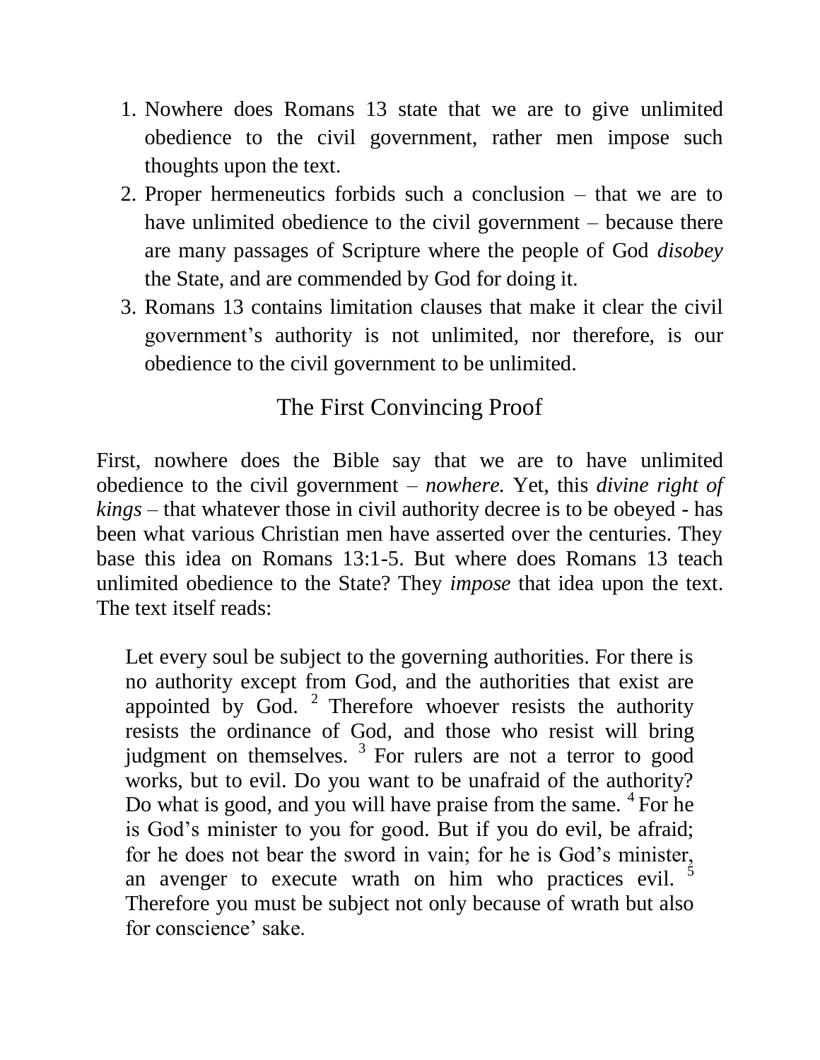1. Nowhere does Romans 13 state that we are to give unlimited obedience to the civil government, rather men impose such thoughts upon the text.
2. Proper hermeneutics forbids such a conclusion – that we are to have unlimited obedience to the civil government – because there are many passages of Scripture where the people of God *disobey* the State, and are commended by God for doing it.
3. Romans 13 contains limitation clauses that make it clear the civil government's authority is not unlimited, nor therefore, is our obedience to the civil government to be unlimited.

## The First Convincing Proof

First, nowhere does the Bible say that we are to have unlimited obedience to the civil government – *nowhere.* Yet, this *divine right of kings* – that whatever those in civil authority decree is to be obeyed - has been what various Christian men have asserted over the centuries. They base this idea on Romans 13:1-5. But where does Romans 13 teach unlimited obedience to the State? They *impose* that idea upon the text. The text itself reads:

> Let every soul be subject to the governing authorities. For there is no authority except from God, and the authorities that exist are appointed by God. [2] Therefore whoever resists the authority resists the ordinance of God, and those who resist will bring judgment on themselves. [3] For rulers are not a terror to good works, but to evil. Do you want to be unafraid of the authority? Do what is good, and you will have praise from the same. [4] For he is God's minister to you for good. But if you do evil, be afraid; for he does not bear the sword in vain; for he is God's minister, an avenger to execute wrath on him who practices evil. [5] Therefore you must be subject not only because of wrath but also for conscience' sake.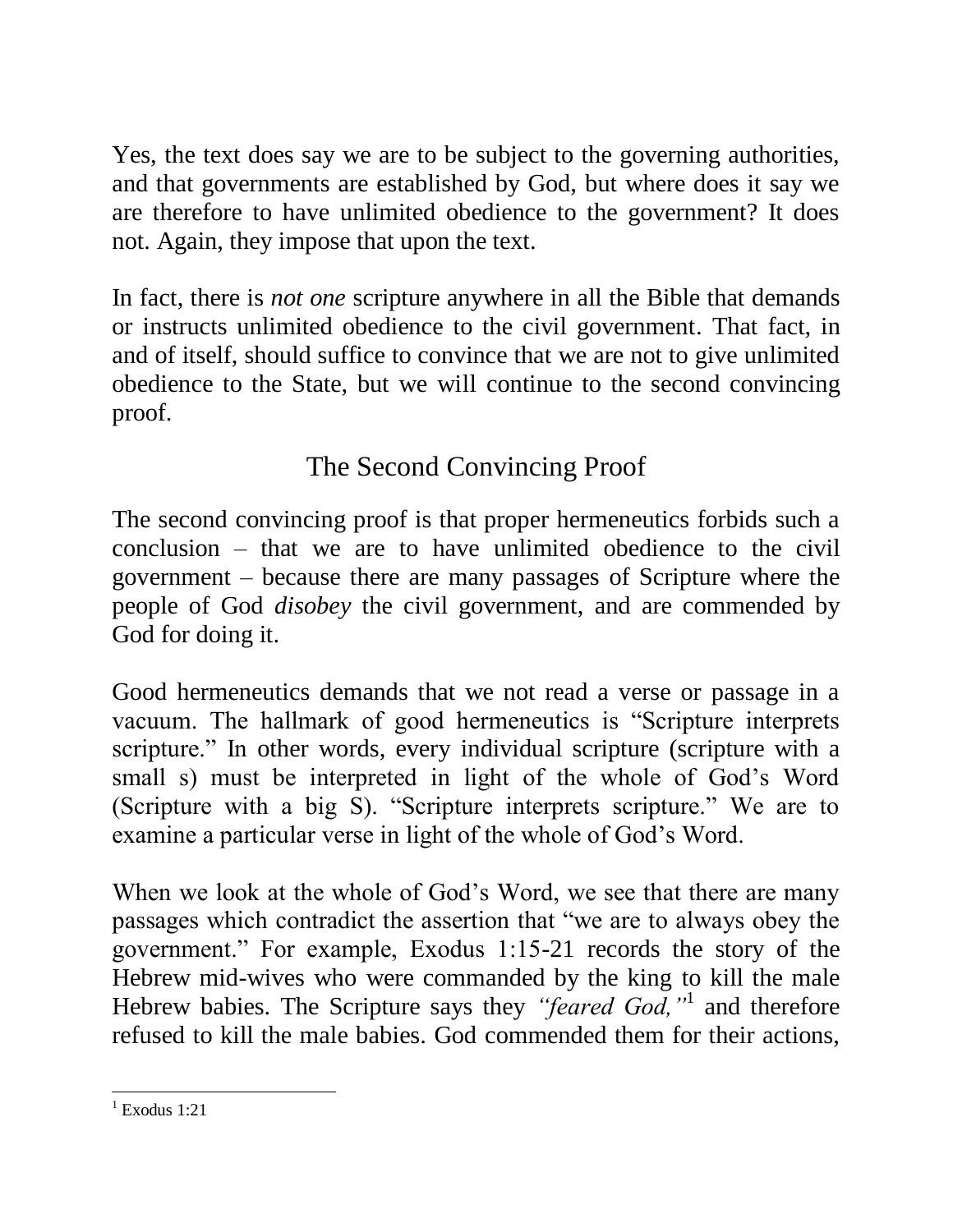Yes, the text does say we are to be subject to the governing authorities, and that governments are established by God, but where does it say we are therefore to have unlimited obedience to the government? It does not. Again, they impose that upon the text.

In fact, there is *not one* scripture anywhere in all the Bible that demands or instructs unlimited obedience to the civil government. That fact, in and of itself, should suffice to convince that we are not to give unlimited obedience to the State, but we will continue to the second convincing proof.

## The Second Convincing Proof

The second convincing proof is that proper hermeneutics forbids such a conclusion – that we are to have unlimited obedience to the civil government – because there are many passages of Scripture where the people of God *disobey* the civil government, and are commended by God for doing it.

Good hermeneutics demands that we not read a verse or passage in a vacuum. The hallmark of good hermeneutics is "Scripture interprets scripture." In other words, every individual scripture (scripture with a small s) must be interpreted in light of the whole of God's Word (Scripture with a big S). "Scripture interprets scripture." We are to examine a particular verse in light of the whole of God's Word.

When we look at the whole of God's Word, we see that there are many passages which contradict the assertion that "we are to always obey the government." For example, Exodus 1:15-21 records the story of the Hebrew mid-wives who were commanded by the king to kill the male Hebrew babies. The Scripture says they *"feared God,"*[1] and therefore refused to kill the male babies. God commended them for their actions,

[1] Exodus 1:21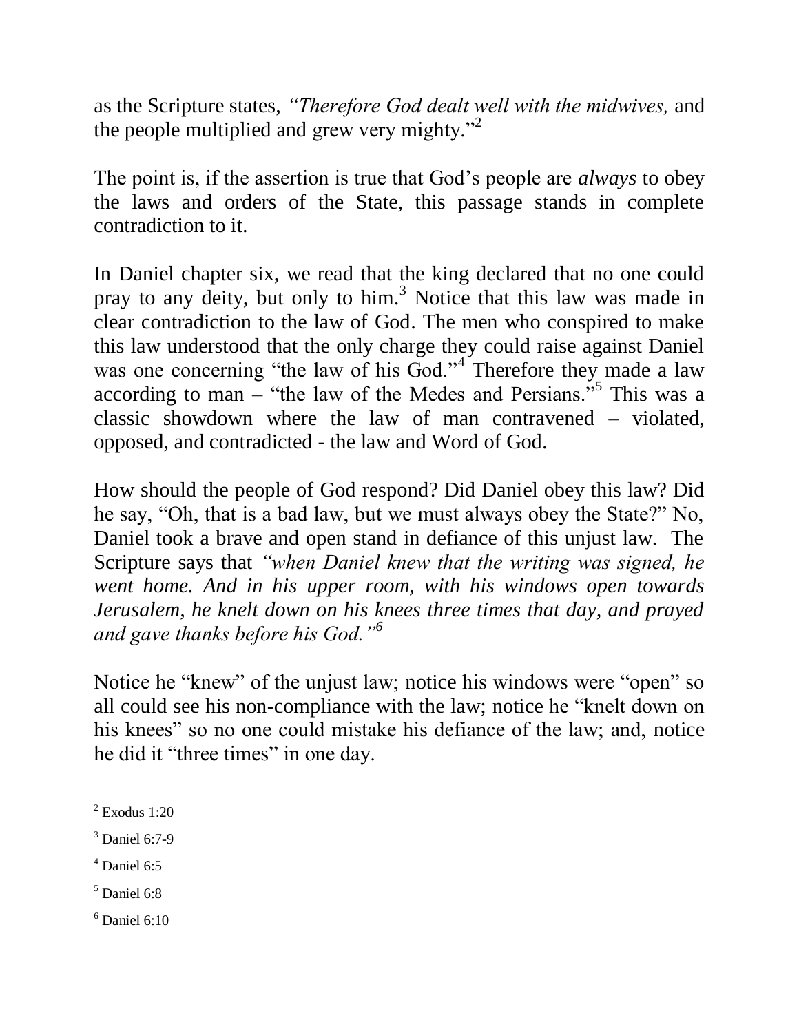as the Scripture states, *"Therefore God dealt well with the midwives,* and the people multiplied and grew very mighty."[2]

The point is, if the assertion is true that God's people are *always* to obey the laws and orders of the State, this passage stands in complete contradiction to it.

In Daniel chapter six, we read that the king declared that no one could pray to any deity, but only to him.[3] Notice that this law was made in clear contradiction to the law of God. The men who conspired to make this law understood that the only charge they could raise against Daniel was one concerning "the law of his God."[4] Therefore they made a law according to man – "the law of the Medes and Persians."[5] This was a classic showdown where the law of man contravened – violated, opposed, and contradicted - the law and Word of God.

How should the people of God respond? Did Daniel obey this law? Did he say, "Oh, that is a bad law, but we must always obey the State?" No, Daniel took a brave and open stand in defiance of this unjust law. The Scripture says that *"when Daniel knew that the writing was signed, he went home. And in his upper room, with his windows open towards Jerusalem, he knelt down on his knees three times that day, and prayed and gave thanks before his God."*[6]

Notice he "knew" of the unjust law; notice his windows were "open" so all could see his non-compliance with the law; notice he "knelt down on his knees" so no one could mistake his defiance of the law; and, notice he did it "three times" in one day.

---

[2] Exodus 1:20

[3] Daniel 6:7-9

[4] Daniel 6:5

[5] Daniel 6:8

[6] Daniel 6:10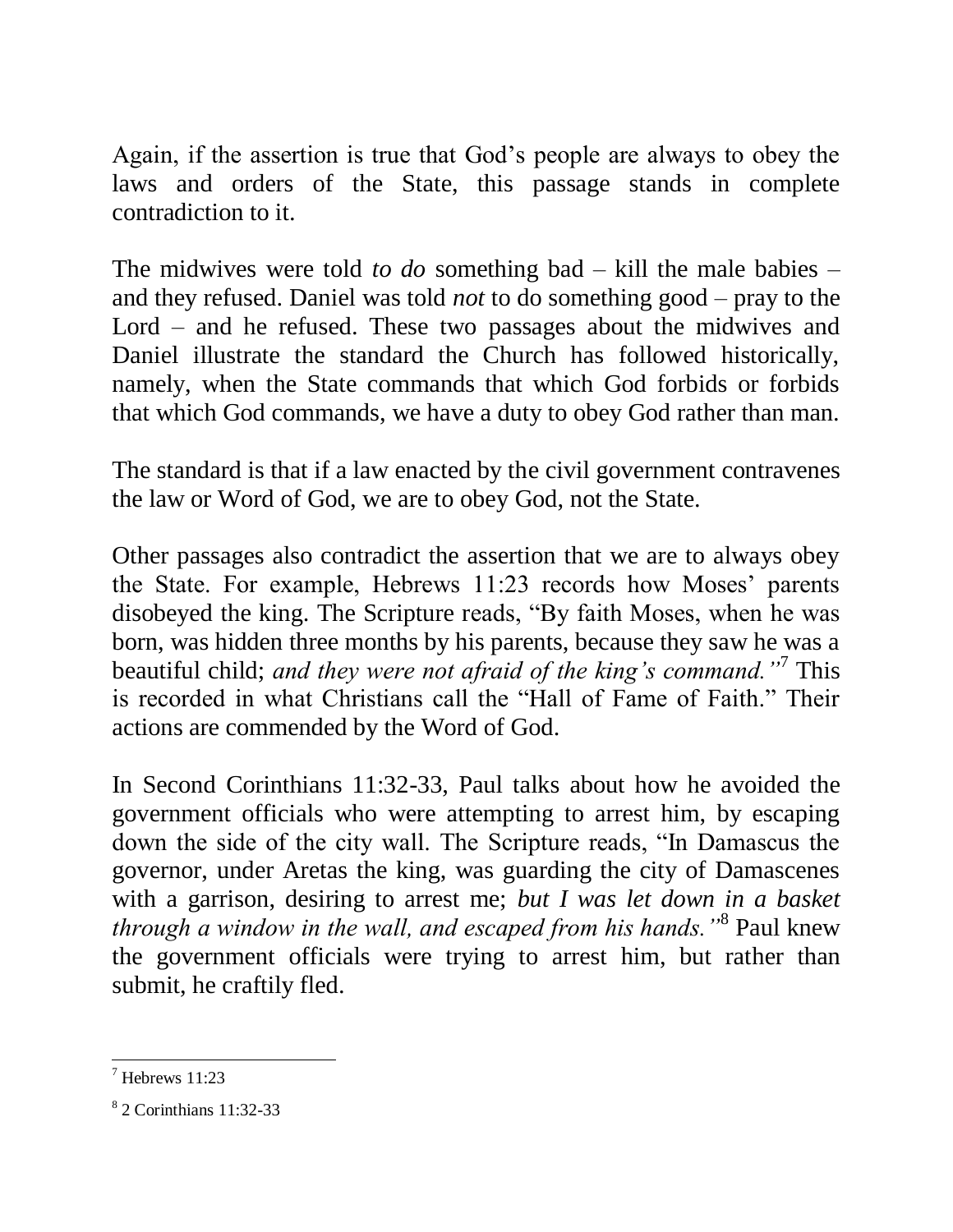Again, if the assertion is true that God's people are always to obey the laws and orders of the State, this passage stands in complete contradiction to it.

The midwives were told *to do* something bad – kill the male babies – and they refused. Daniel was told *not* to do something good – pray to the Lord – and he refused. These two passages about the midwives and Daniel illustrate the standard the Church has followed historically, namely, when the State commands that which God forbids or forbids that which God commands, we have a duty to obey God rather than man.

The standard is that if a law enacted by the civil government contravenes the law or Word of God, we are to obey God, not the State.

Other passages also contradict the assertion that we are to always obey the State. For example, Hebrews 11:23 records how Moses' parents disobeyed the king. The Scripture reads, "By faith Moses, when he was born, was hidden three months by his parents, because they saw he was a beautiful child; *and they were not afraid of the king's command."*[7] This is recorded in what Christians call the "Hall of Fame of Faith." Their actions are commended by the Word of God.

In Second Corinthians 11:32-33, Paul talks about how he avoided the government officials who were attempting to arrest him, by escaping down the side of the city wall. The Scripture reads, "In Damascus the governor, under Aretas the king, was guarding the city of Damascenes with a garrison, desiring to arrest me; *but I was let down in a basket through a window in the wall, and escaped from his hands."*[8] Paul knew the government officials were trying to arrest him, but rather than submit, he craftily fled.

---

[7] Hebrews 11:23

[8] 2 Corinthians 11:32-33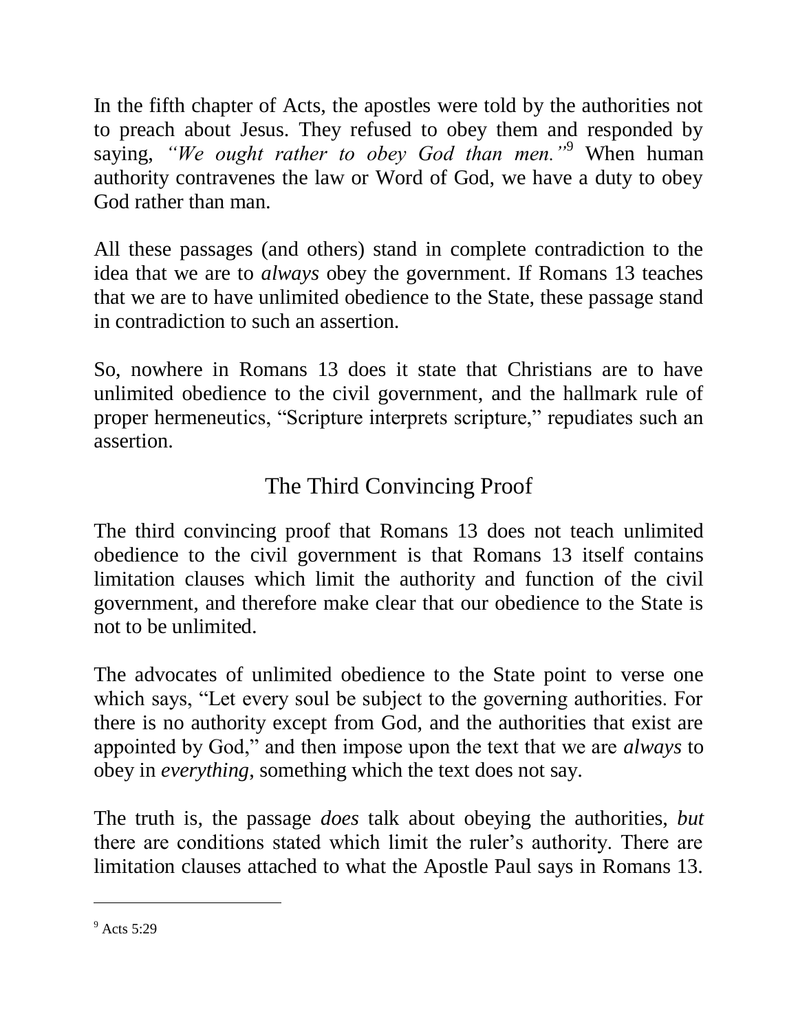In the fifth chapter of Acts, the apostles were told by the authorities not to preach about Jesus. They refused to obey them and responded by saying, *"We ought rather to obey God than men."*[9] When human authority contravenes the law or Word of God, we have a duty to obey God rather than man.

All these passages (and others) stand in complete contradiction to the idea that we are to *always* obey the government. If Romans 13 teaches that we are to have unlimited obedience to the State, these passage stand in contradiction to such an assertion.

So, nowhere in Romans 13 does it state that Christians are to have unlimited obedience to the civil government, and the hallmark rule of proper hermeneutics, "Scripture interprets scripture," repudiates such an assertion.

## The Third Convincing Proof

The third convincing proof that Romans 13 does not teach unlimited obedience to the civil government is that Romans 13 itself contains limitation clauses which limit the authority and function of the civil government, and therefore make clear that our obedience to the State is not to be unlimited.

The advocates of unlimited obedience to the State point to verse one which says, "Let every soul be subject to the governing authorities. For there is no authority except from God, and the authorities that exist are appointed by God," and then impose upon the text that we are *always* to obey in *everything*, something which the text does not say.

The truth is, the passage *does* talk about obeying the authorities, *but* there are conditions stated which limit the ruler's authority. There are limitation clauses attached to what the Apostle Paul says in Romans 13.

---

[9] Acts 5:29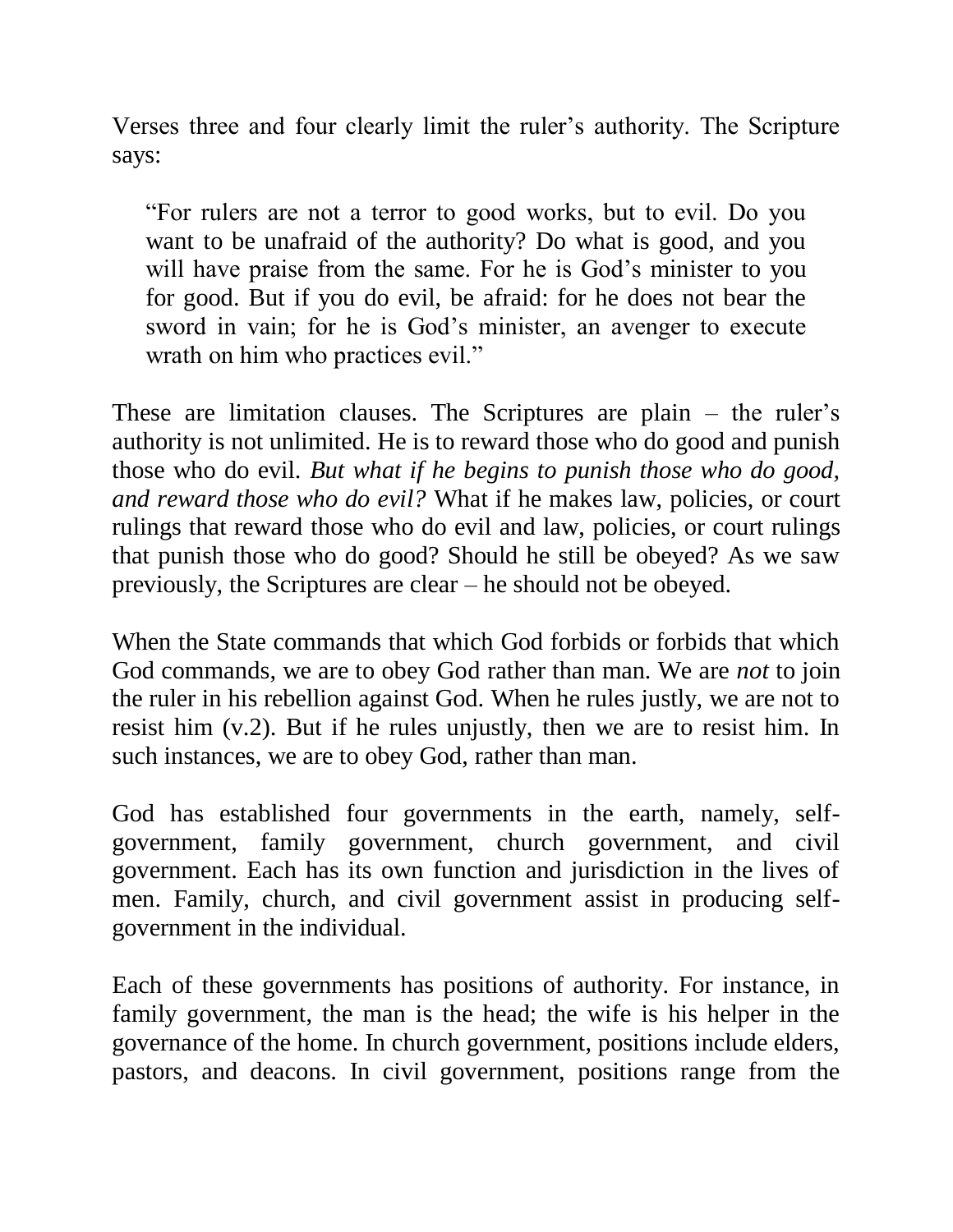Verses three and four clearly limit the ruler's authority. The Scripture says:

> "For rulers are not a terror to good works, but to evil. Do you want to be unafraid of the authority? Do what is good, and you will have praise from the same. For he is God's minister to you for good. But if you do evil, be afraid: for he does not bear the sword in vain; for he is God's minister, an avenger to execute wrath on him who practices evil."

These are limitation clauses. The Scriptures are plain – the ruler's authority is not unlimited. He is to reward those who do good and punish those who do evil. *But what if he begins to punish those who do good, and reward those who do evil?* What if he makes law, policies, or court rulings that reward those who do evil and law, policies, or court rulings that punish those who do good? Should he still be obeyed? As we saw previously, the Scriptures are clear – he should not be obeyed.

When the State commands that which God forbids or forbids that which God commands, we are to obey God rather than man. We are *not* to join the ruler in his rebellion against God. When he rules justly, we are not to resist him (v.2). But if he rules unjustly, then we are to resist him. In such instances, we are to obey God, rather than man.

God has established four governments in the earth, namely, self-government, family government, church government, and civil government. Each has its own function and jurisdiction in the lives of men. Family, church, and civil government assist in producing self-government in the individual.

Each of these governments has positions of authority. For instance, in family government, the man is the head; the wife is his helper in the governance of the home. In church government, positions include elders, pastors, and deacons. In civil government, positions range from the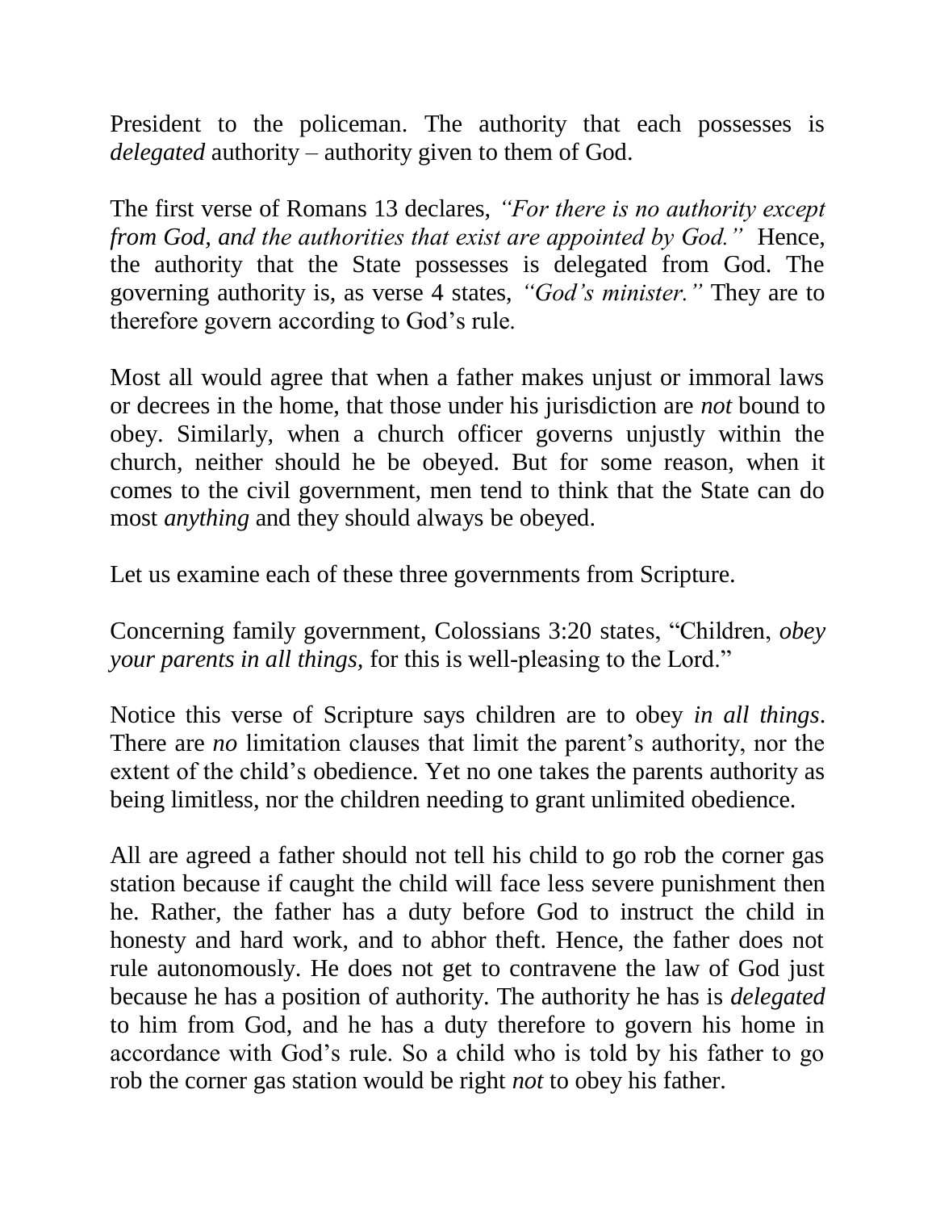President to the policeman. The authority that each possesses is *delegated* authority – authority given to them of God.

The first verse of Romans 13 declares, *"For there is no authority except from God, and the authorities that exist are appointed by God."* Hence, the authority that the State possesses is delegated from God. The governing authority is, as verse 4 states, *"God's minister."* They are to therefore govern according to God's rule.

Most all would agree that when a father makes unjust or immoral laws or decrees in the home, that those under his jurisdiction are *not* bound to obey. Similarly, when a church officer governs unjustly within the church, neither should he be obeyed. But for some reason, when it comes to the civil government, men tend to think that the State can do most *anything* and they should always be obeyed.

Let us examine each of these three governments from Scripture.

Concerning family government, Colossians 3:20 states, "Children, *obey your parents in all things,* for this is well-pleasing to the Lord."

Notice this verse of Scripture says children are to obey *in all things*. There are *no* limitation clauses that limit the parent's authority, nor the extent of the child's obedience. Yet no one takes the parents authority as being limitless, nor the children needing to grant unlimited obedience.

All are agreed a father should not tell his child to go rob the corner gas station because if caught the child will face less severe punishment then he. Rather, the father has a duty before God to instruct the child in honesty and hard work, and to abhor theft. Hence, the father does not rule autonomously. He does not get to contravene the law of God just because he has a position of authority. The authority he has is *delegated* to him from God, and he has a duty therefore to govern his home in accordance with God's rule. So a child who is told by his father to go rob the corner gas station would be right *not* to obey his father.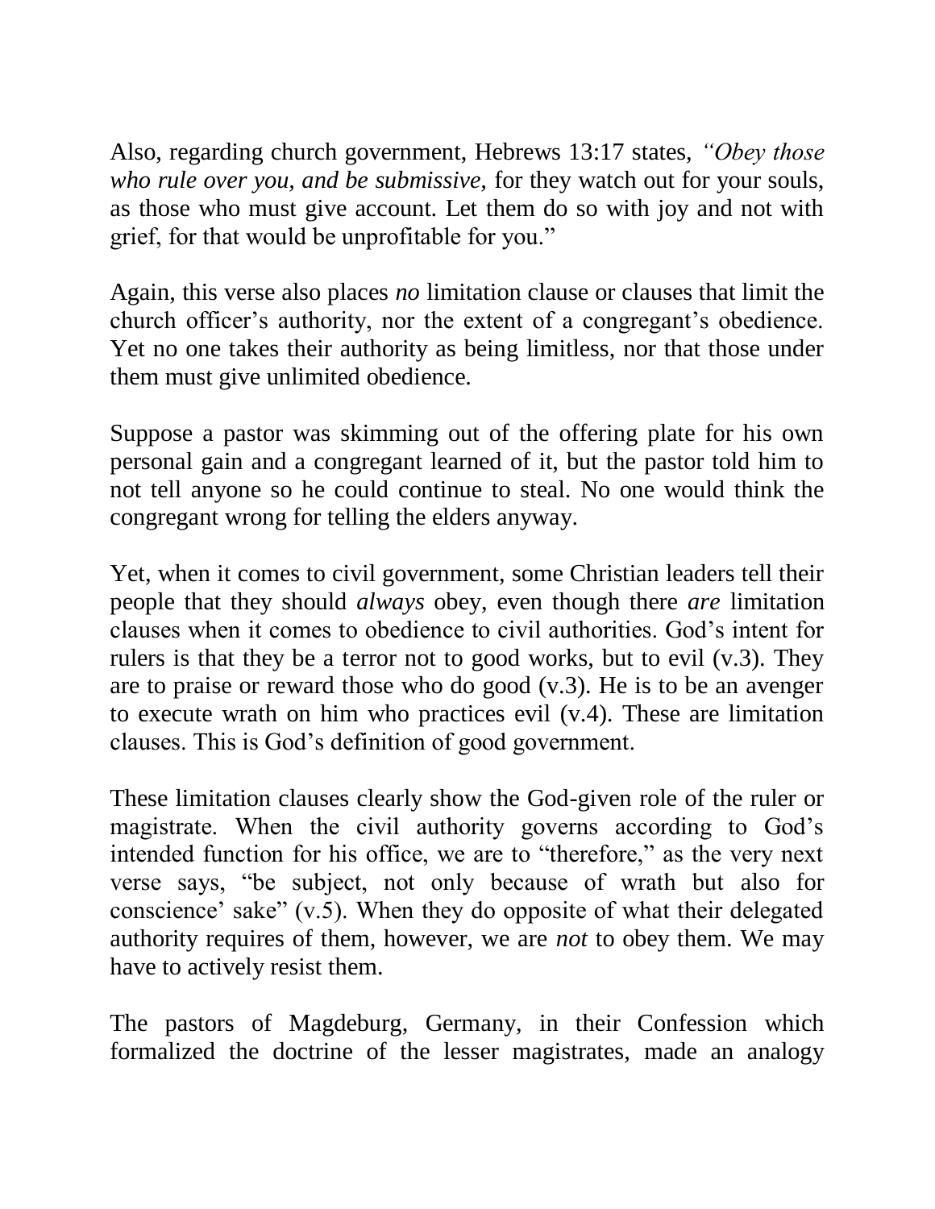Also, regarding church government, Hebrews 13:17 states, *"Obey those who rule over you, and be submissive,* for they watch out for your souls, as those who must give account. Let them do so with joy and not with grief, for that would be unprofitable for you."

Again, this verse also places *no* limitation clause or clauses that limit the church officer's authority, nor the extent of a congregant's obedience. Yet no one takes their authority as being limitless, nor that those under them must give unlimited obedience.

Suppose a pastor was skimming out of the offering plate for his own personal gain and a congregant learned of it, but the pastor told him to not tell anyone so he could continue to steal. No one would think the congregant wrong for telling the elders anyway.

Yet, when it comes to civil government, some Christian leaders tell their people that they should *always* obey, even though there *are* limitation clauses when it comes to obedience to civil authorities. God's intent for rulers is that they be a terror not to good works, but to evil (v.3). They are to praise or reward those who do good (v.3). He is to be an avenger to execute wrath on him who practices evil (v.4). These are limitation clauses. This is God's definition of good government.

These limitation clauses clearly show the God-given role of the ruler or magistrate. When the civil authority governs according to God's intended function for his office, we are to "therefore," as the very next verse says, "be subject, not only because of wrath but also for conscience' sake" (v.5). When they do opposite of what their delegated authority requires of them, however, we are *not* to obey them. We may have to actively resist them.

The pastors of Magdeburg, Germany, in their Confession which formalized the doctrine of the lesser magistrates, made an analogy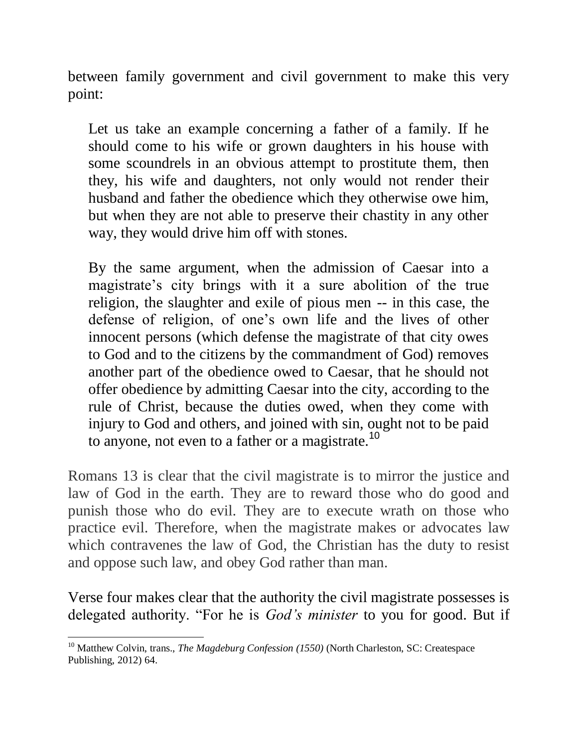between family government and civil government to make this very point:

> Let us take an example concerning a father of a family. If he should come to his wife or grown daughters in his house with some scoundrels in an obvious attempt to prostitute them, then they, his wife and daughters, not only would not render their husband and father the obedience which they otherwise owe him, but when they are not able to preserve their chastity in any other way, they would drive him off with stones.
>
> By the same argument, when the admission of Caesar into a magistrate's city brings with it a sure abolition of the true religion, the slaughter and exile of pious men -- in this case, the defense of religion, of one's own life and the lives of other innocent persons (which defense the magistrate of that city owes to God and to the citizens by the commandment of God) removes another part of the obedience owed to Caesar, that he should not offer obedience by admitting Caesar into the city, according to the rule of Christ, because the duties owed, when they come with injury to God and others, and joined with sin, ought not to be paid to anyone, not even to a father or a magistrate.[10]

Romans 13 is clear that the civil magistrate is to mirror the justice and law of God in the earth. They are to reward those who do good and punish those who do evil. They are to execute wrath on those who practice evil. Therefore, when the magistrate makes or advocates law which contravenes the law of God, the Christian has the duty to resist and oppose such law, and obey God rather than man.

Verse four makes clear that the authority the civil magistrate possesses is delegated authority. "For he is *God's minister* to you for good. But if

---

[10] Matthew Colvin, trans., *The Magdeburg Confession (1550)* (North Charleston, SC: Createspace Publishing, 2012) 64.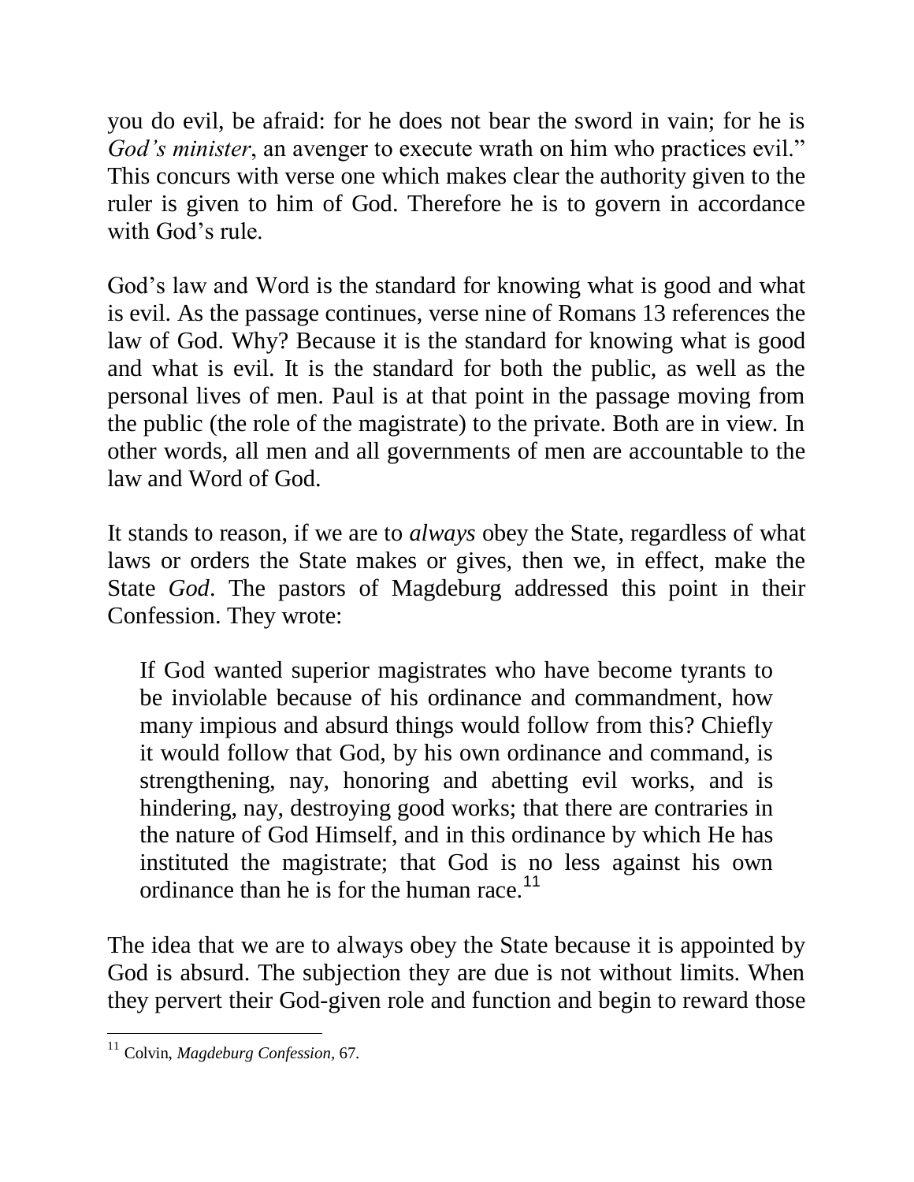you do evil, be afraid: for he does not bear the sword in vain; for he is *God's minister*, an avenger to execute wrath on him who practices evil." This concurs with verse one which makes clear the authority given to the ruler is given to him of God. Therefore he is to govern in accordance with God's rule.

God's law and Word is the standard for knowing what is good and what is evil. As the passage continues, verse nine of Romans 13 references the law of God. Why? Because it is the standard for knowing what is good and what is evil. It is the standard for both the public, as well as the personal lives of men. Paul is at that point in the passage moving from the public (the role of the magistrate) to the private. Both are in view. In other words, all men and all governments of men are accountable to the law and Word of God.

It stands to reason, if we are to *always* obey the State, regardless of what laws or orders the State makes or gives, then we, in effect, make the State *God*. The pastors of Magdeburg addressed this point in their Confession. They wrote:

> If God wanted superior magistrates who have become tyrants to be inviolable because of his ordinance and commandment, how many impious and absurd things would follow from this? Chiefly it would follow that God, by his own ordinance and command, is strengthening, nay, honoring and abetting evil works, and is hindering, nay, destroying good works; that there are contraries in the nature of God Himself, and in this ordinance by which He has instituted the magistrate; that God is no less against his own ordinance than he is for the human race.[11]

The idea that we are to always obey the State because it is appointed by God is absurd. The subjection they are due is not without limits. When they pervert their God-given role and function and begin to reward those

---

[11] Colvin, *Magdeburg Confession*, 67.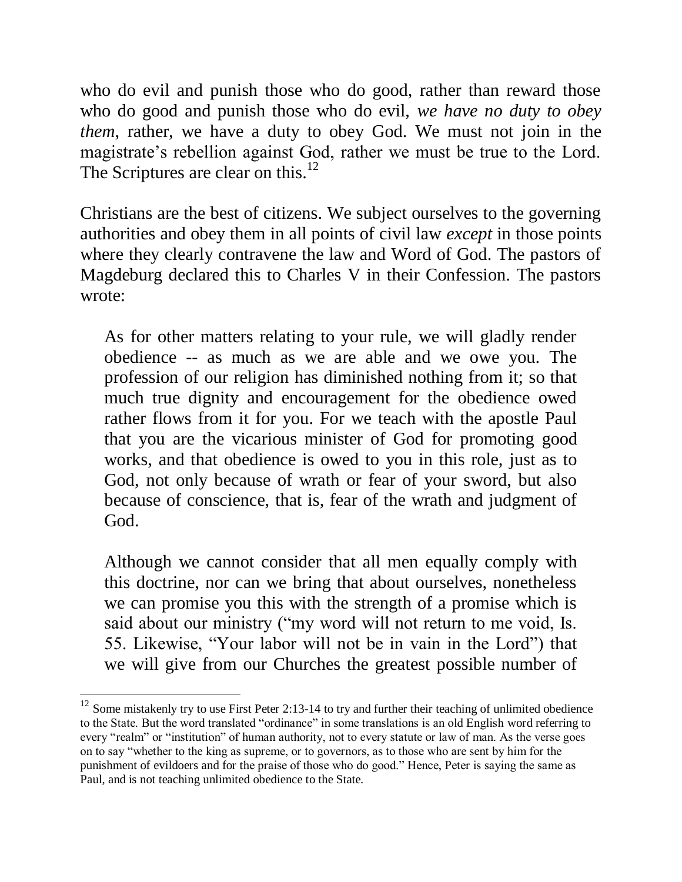who do evil and punish those who do good, rather than reward those who do good and punish those who do evil, *we have no duty to obey them*, rather, we have a duty to obey God. We must not join in the magistrate's rebellion against God, rather we must be true to the Lord. The Scriptures are clear on this.[12]

Christians are the best of citizens. We subject ourselves to the governing authorities and obey them in all points of civil law *except* in those points where they clearly contravene the law and Word of God. The pastors of Magdeburg declared this to Charles V in their Confession. The pastors wrote:

> As for other matters relating to your rule, we will gladly render obedience -- as much as we are able and we owe you. The profession of our religion has diminished nothing from it; so that much true dignity and encouragement for the obedience owed rather flows from it for you. For we teach with the apostle Paul that you are the vicarious minister of God for promoting good works, and that obedience is owed to you in this role, just as to God, not only because of wrath or fear of your sword, but also because of conscience, that is, fear of the wrath and judgment of God.
>
> Although we cannot consider that all men equally comply with this doctrine, nor can we bring that about ourselves, nonetheless we can promise you this with the strength of a promise which is said about our ministry ("my word will not return to me void, Is. 55. Likewise, "Your labor will not be in vain in the Lord") that we will give from our Churches the greatest possible number of

---

[12] Some mistakenly try to use First Peter 2:13-14 to try and further their teaching of unlimited obedience to the State. But the word translated "ordinance" in some translations is an old English word referring to every "realm" or "institution" of human authority, not to every statute or law of man. As the verse goes on to say "whether to the king as supreme, or to governors, as to those who are sent by him for the punishment of evildoers and for the praise of those who do good." Hence, Peter is saying the same as Paul, and is not teaching unlimited obedience to the State.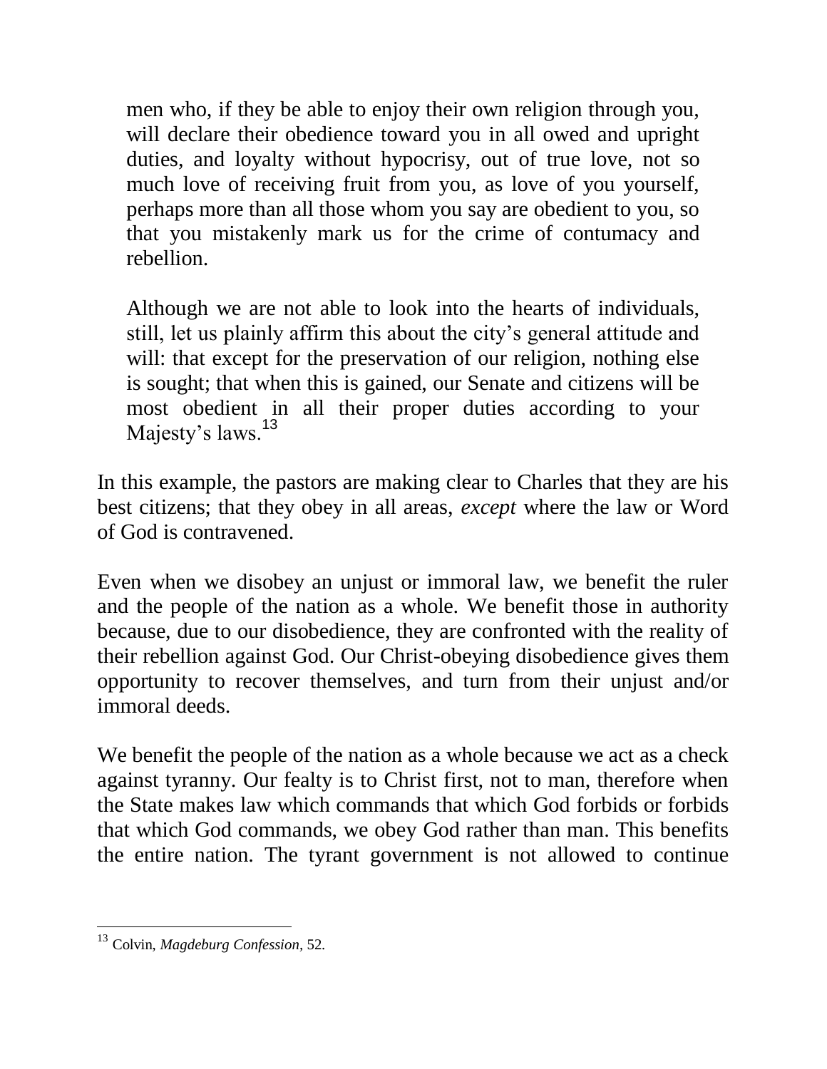> men who, if they be able to enjoy their own religion through you, will declare their obedience toward you in all owed and upright duties, and loyalty without hypocrisy, out of true love, not so much love of receiving fruit from you, as love of you yourself, perhaps more than all those whom you say are obedient to you, so that you mistakenly mark us for the crime of contumacy and rebellion.
>
> Although we are not able to look into the hearts of individuals, still, let us plainly affirm this about the city's general attitude and will: that except for the preservation of our religion, nothing else is sought; that when this is gained, our Senate and citizens will be most obedient in all their proper duties according to your Majesty's laws.[13]

In this example, the pastors are making clear to Charles that they are his best citizens; that they obey in all areas, *except* where the law or Word of God is contravened.

Even when we disobey an unjust or immoral law, we benefit the ruler and the people of the nation as a whole. We benefit those in authority because, due to our disobedience, they are confronted with the reality of their rebellion against God. Our Christ-obeying disobedience gives them opportunity to recover themselves, and turn from their unjust and/or immoral deeds.

We benefit the people of the nation as a whole because we act as a check against tyranny. Our fealty is to Christ first, not to man, therefore when the State makes law which commands that which God forbids or forbids that which God commands, we obey God rather than man. This benefits the entire nation. The tyrant government is not allowed to continue

[13] Colvin, *Magdeburg Confession*, 52.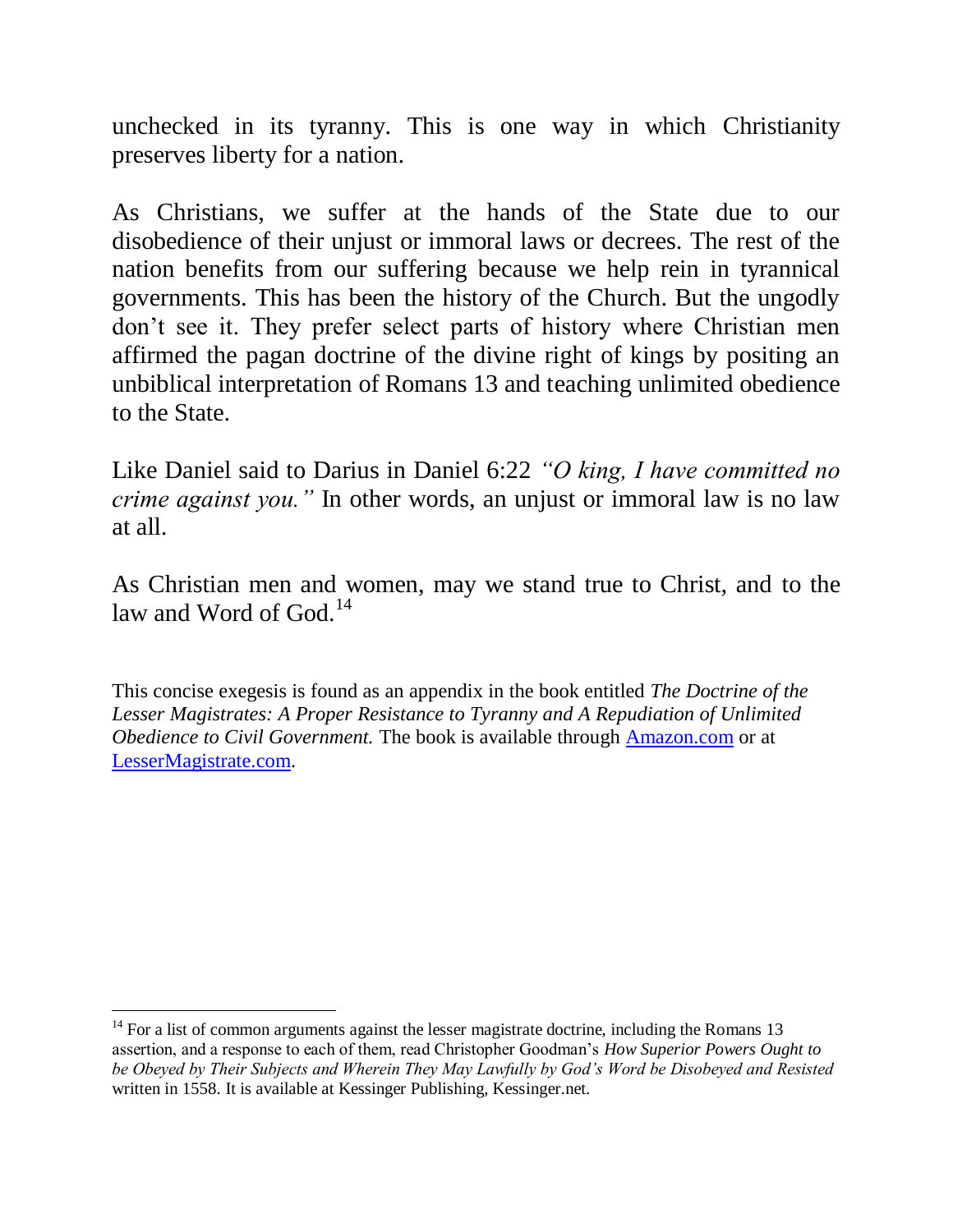unchecked in its tyranny. This is one way in which Christianity preserves liberty for a nation.

As Christians, we suffer at the hands of the State due to our disobedience of their unjust or immoral laws or decrees. The rest of the nation benefits from our suffering because we help rein in tyrannical governments. This has been the history of the Church. But the ungodly don't see it. They prefer select parts of history where Christian men affirmed the pagan doctrine of the divine right of kings by positing an unbiblical interpretation of Romans 13 and teaching unlimited obedience to the State.

Like Daniel said to Darius in Daniel 6:22 *"O king, I have committed no crime against you."* In other words, an unjust or immoral law is no law at all.

As Christian men and women, may we stand true to Christ, and to the law and Word of God.[14]

This concise exegesis is found as an appendix in the book entitled *The Doctrine of the Lesser Magistrates: A Proper Resistance to Tyranny and A Repudiation of Unlimited Obedience to Civil Government.* The book is available through Amazon.com or at LesserMagistrate.com.

[14] For a list of common arguments against the lesser magistrate doctrine, including the Romans 13 assertion, and a response to each of them, read Christopher Goodman's *How Superior Powers Ought to be Obeyed by Their Subjects and Wherein They May Lawfully by God's Word be Disobeyed and Resisted* written in 1558. It is available at Kessinger Publishing, Kessinger.net.